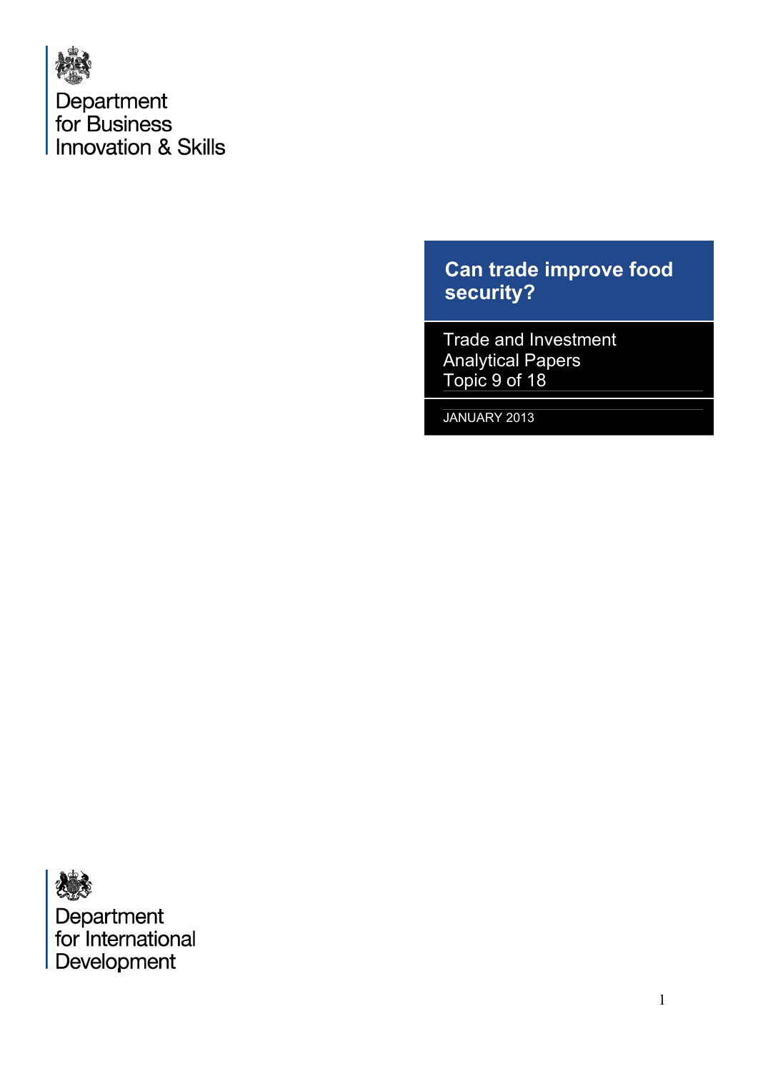Department for Business Innovation & Skills

# Can trade improve food security?

Trade and Investment Analytical Papers
Topic 9 of 18

JANUARY 2013

Department for International Development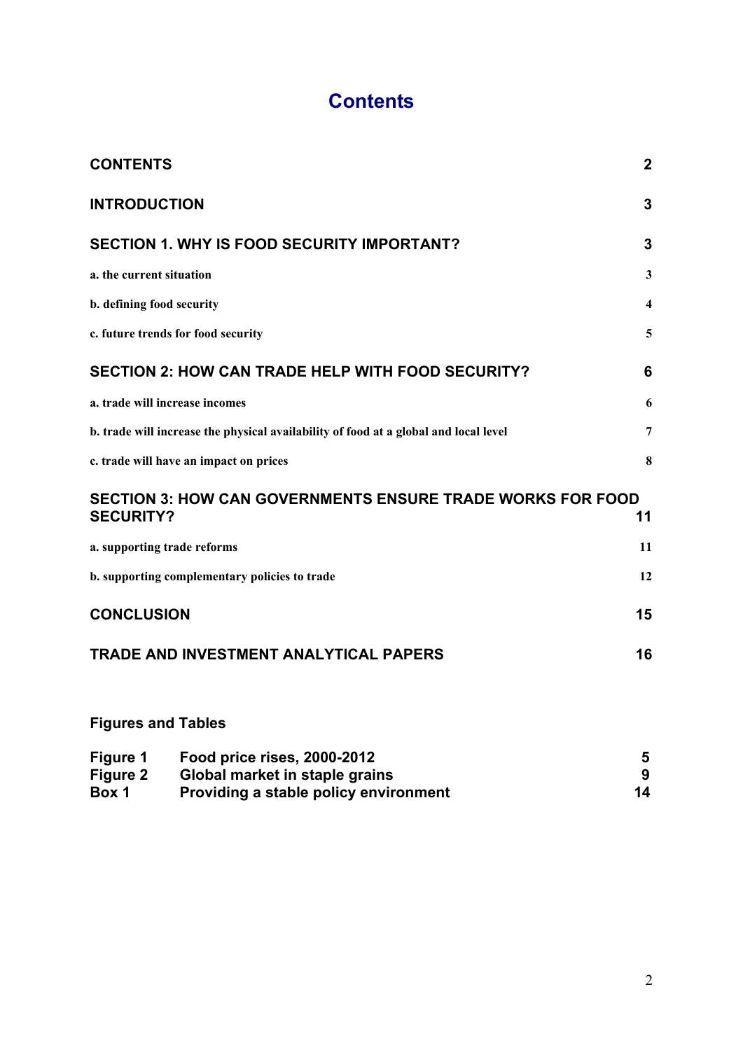# Contents

| | |
|---|---|
| **CONTENTS** | **2** |
| **INTRODUCTION** | **3** |
| **SECTION 1. WHY IS FOOD SECURITY IMPORTANT?** | **3** |
| a. the current situation | 3 |
| b. defining food security | 4 |
| c. future trends for food security | 5 |
| **SECTION 2: HOW CAN TRADE HELP WITH FOOD SECURITY?** | **6** |
| a. trade will increase incomes | 6 |
| b. trade will increase the physical availability of food at a global and local level | 7 |
| c. trade will have an impact on prices | 8 |
| **SECTION 3: HOW CAN GOVERNMENTS ENSURE TRADE WORKS FOR FOOD SECURITY?** | **11** |
| a. supporting trade reforms | 11 |
| b. supporting complementary policies to trade | 12 |
| **CONCLUSION** | **15** |
| **TRADE AND INVESTMENT ANALYTICAL PAPERS** | **16** |

**Figures and Tables**

| | | |
|---|---|---|
| **Figure 1** | **Food price rises, 2000-2012** | **5** |
| **Figure 2** | **Global market in staple grains** | **9** |
| **Box 1** | **Providing a stable policy environment** | **14** |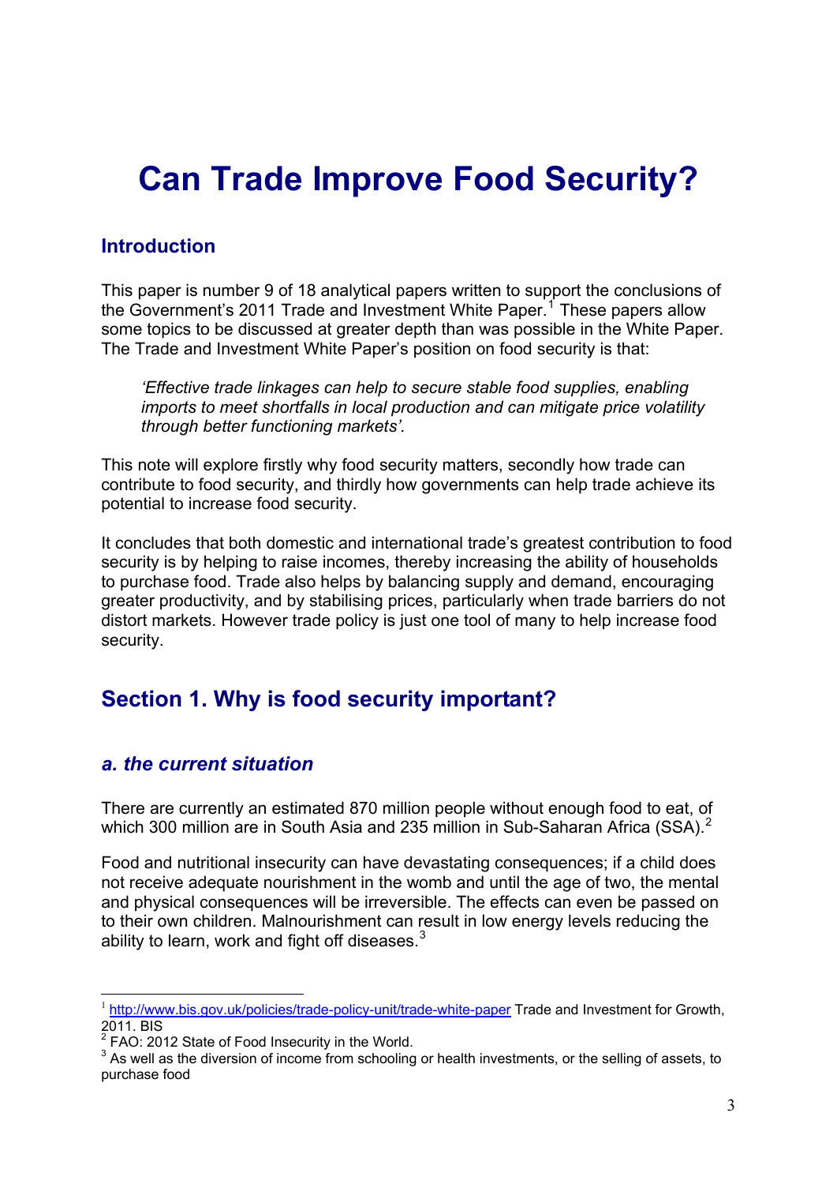# Can Trade Improve Food Security?

## Introduction

This paper is number 9 of 18 analytical papers written to support the conclusions of the Government's 2011 Trade and Investment White Paper.[1] These papers allow some topics to be discussed at greater depth than was possible in the White Paper. The Trade and Investment White Paper's position on food security is that:

> *'Effective trade linkages can help to secure stable food supplies, enabling imports to meet shortfalls in local production and can mitigate price volatility through better functioning markets'.*

This note will explore firstly why food security matters, secondly how trade can contribute to food security, and thirdly how governments can help trade achieve its potential to increase food security.

It concludes that both domestic and international trade's greatest contribution to food security is by helping to raise incomes, thereby increasing the ability of households to purchase food. Trade also helps by balancing supply and demand, encouraging greater productivity, and by stabilising prices, particularly when trade barriers do not distort markets. However trade policy is just one tool of many to help increase food security.

## Section 1. Why is food security important?

### *a. the current situation*

There are currently an estimated 870 million people without enough food to eat, of which 300 million are in South Asia and 235 million in Sub-Saharan Africa (SSA).[2]

Food and nutritional insecurity can have devastating consequences; if a child does not receive adequate nourishment in the womb and until the age of two, the mental and physical consequences will be irreversible. The effects can even be passed on to their own children. Malnourishment can result in low energy levels reducing the ability to learn, work and fight off diseases.[3]

---

[1] http://www.bis.gov.uk/policies/trade-policy-unit/trade-white-paper Trade and Investment for Growth, 2011. BIS

[2] FAO: 2012 State of Food Insecurity in the World.

[3] As well as the diversion of income from schooling or health investments, or the selling of assets, to purchase food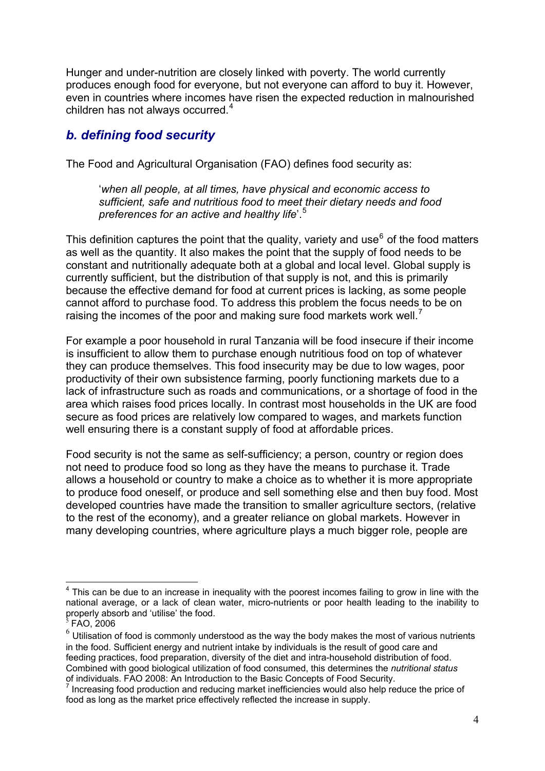Hunger and under-nutrition are closely linked with poverty. The world currently produces enough food for everyone, but not everyone can afford to buy it. However, even in countries where incomes have risen the expected reduction in malnourished children has not always occurred.[4]

## *b. defining food security*

The Food and Agricultural Organisation (FAO) defines food security as:

> '*when all people, at all times, have physical and economic access to sufficient, safe and nutritious food to meet their dietary needs and food preferences for an active and healthy life*'.[5]

This definition captures the point that the quality, variety and use[6] of the food matters as well as the quantity. It also makes the point that the supply of food needs to be constant and nutritionally adequate both at a global and local level. Global supply is currently sufficient, but the distribution of that supply is not, and this is primarily because the effective demand for food at current prices is lacking, as some people cannot afford to purchase food. To address this problem the focus needs to be on raising the incomes of the poor and making sure food markets work well.[7]

For example a poor household in rural Tanzania will be food insecure if their income is insufficient to allow them to purchase enough nutritious food on top of whatever they can produce themselves. This food insecurity may be due to low wages, poor productivity of their own subsistence farming, poorly functioning markets due to a lack of infrastructure such as roads and communications, or a shortage of food in the area which raises food prices locally. In contrast most households in the UK are food secure as food prices are relatively low compared to wages, and markets function well ensuring there is a constant supply of food at affordable prices.

Food security is not the same as self-sufficiency; a person, country or region does not need to produce food so long as they have the means to purchase it. Trade allows a household or country to make a choice as to whether it is more appropriate to produce food oneself, or produce and sell something else and then buy food. Most developed countries have made the transition to smaller agriculture sectors, (relative to the rest of the economy), and a greater reliance on global markets. However in many developing countries, where agriculture plays a much bigger role, people are

---

[4] This can be due to an increase in inequality with the poorest incomes failing to grow in line with the national average, or a lack of clean water, micro-nutrients or poor health leading to the inability to properly absorb and 'utilise' the food.

[5] FAO, 2006

[6] Utilisation of food is commonly understood as the way the body makes the most of various nutrients in the food. Sufficient energy and nutrient intake by individuals is the result of good care and feeding practices, food preparation, diversity of the diet and intra-household distribution of food. Combined with good biological utilization of food consumed, this determines the *nutritional status* of individuals. FAO 2008: An Introduction to the Basic Concepts of Food Security.

[7] Increasing food production and reducing market inefficiencies would also help reduce the price of food as long as the market price effectively reflected the increase in supply.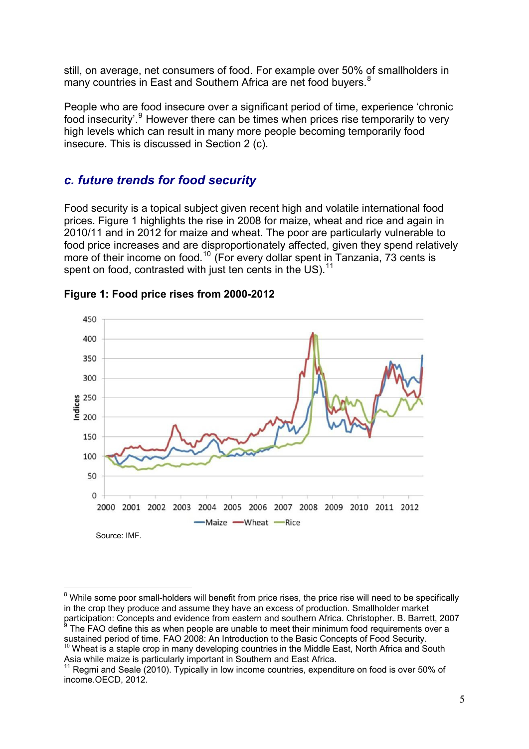still, on average, net consumers of food. For example over 50% of smallholders in many countries in East and Southern Africa are net food buyers.[8]

People who are food insecure over a significant period of time, experience 'chronic food insecurity'.[9] However there can be times when prices rise temporarily to very high levels which can result in many more people becoming temporarily food insecure. This is discussed in Section 2 (c).

## *c. future trends for food security*

Food security is a topical subject given recent high and volatile international food prices. Figure 1 highlights the rise in 2008 for maize, wheat and rice and again in 2010/11 and in 2012 for maize and wheat. The poor are particularly vulnerable to food price increases and are disproportionately affected, given they spend relatively more of their income on food.[10] (For every dollar spent in Tanzania, 73 cents is spent on food, contrasted with just ten cents in the US).[11]

**Figure 1: Food price rises from 2000-2012**

Source: IMF.

---

[8] While some poor small-holders will benefit from price rises, the price rise will need to be specifically in the crop they produce and assume they have an excess of production. Smallholder market participation: Concepts and evidence from eastern and southern Africa. Christopher. B. Barrett, 2007

[9] The FAO define this as when people are unable to meet their minimum food requirements over a sustained period of time. FAO 2008: An Introduction to the Basic Concepts of Food Security.

[10] Wheat is a staple crop in many developing countries in the Middle East, North Africa and South Asia while maize is particularly important in Southern and East Africa.

[11] Regmi and Seale (2010). Typically in low income countries, expenditure on food is over 50% of income.OECD, 2012.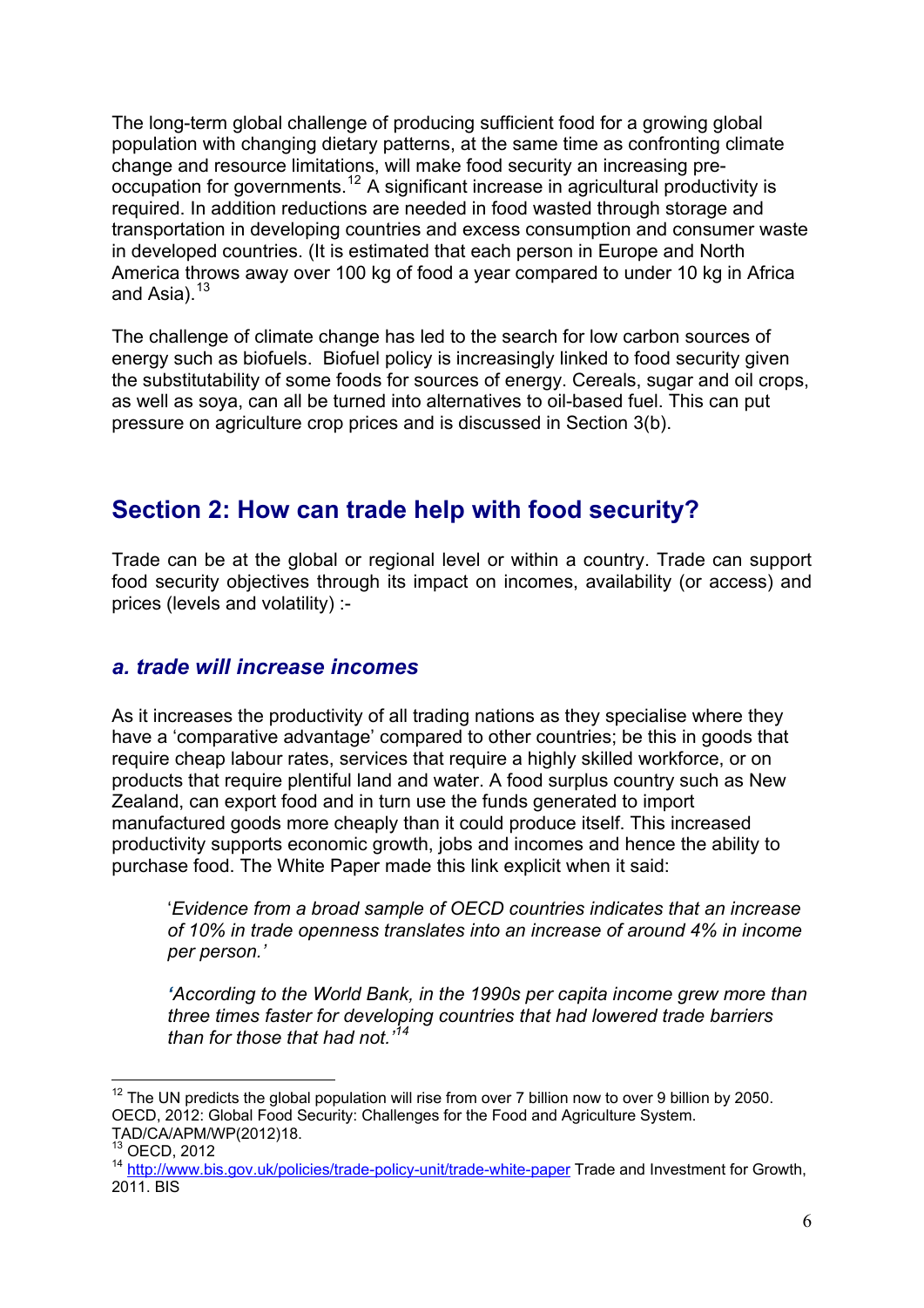The long-term global challenge of producing sufficient food for a growing global population with changing dietary patterns, at the same time as confronting climate change and resource limitations, will make food security an increasing pre-occupation for governments.[12] A significant increase in agricultural productivity is required. In addition reductions are needed in food wasted through storage and transportation in developing countries and excess consumption and consumer waste in developed countries. (It is estimated that each person in Europe and North America throws away over 100 kg of food a year compared to under 10 kg in Africa and Asia).[13]

The challenge of climate change has led to the search for low carbon sources of energy such as biofuels. Biofuel policy is increasingly linked to food security given the substitutability of some foods for sources of energy. Cereals, sugar and oil crops, as well as soya, can all be turned into alternatives to oil-based fuel. This can put pressure on agriculture crop prices and is discussed in Section 3(b).

## Section 2: How can trade help with food security?

Trade can be at the global or regional level or within a country. Trade can support food security objectives through its impact on incomes, availability (or access) and prices (levels and volatility) :-

### *a. trade will increase incomes*

As it increases the productivity of all trading nations as they specialise where they have a 'comparative advantage' compared to other countries; be this in goods that require cheap labour rates, services that require a highly skilled workforce, or on products that require plentiful land and water. A food surplus country such as New Zealand, can export food and in turn use the funds generated to import manufactured goods more cheaply than it could produce itself. This increased productivity supports economic growth, jobs and incomes and hence the ability to purchase food. The White Paper made this link explicit when it said:

> '*Evidence from a broad sample of OECD countries indicates that an increase of 10% in trade openness translates into an increase of around 4% in income per person.'*
>
> *'According to the World Bank, in the 1990s per capita income grew more than three times faster for developing countries that had lowered trade barriers than for those that had not.'*[14]

---

[12] The UN predicts the global population will rise from over 7 billion now to over 9 billion by 2050. OECD, 2012: Global Food Security: Challenges for the Food and Agriculture System. TAD/CA/APM/WP(2012)18.

[13] OECD, 2012

[14] http://www.bis.gov.uk/policies/trade-policy-unit/trade-white-paper Trade and Investment for Growth, 2011. BIS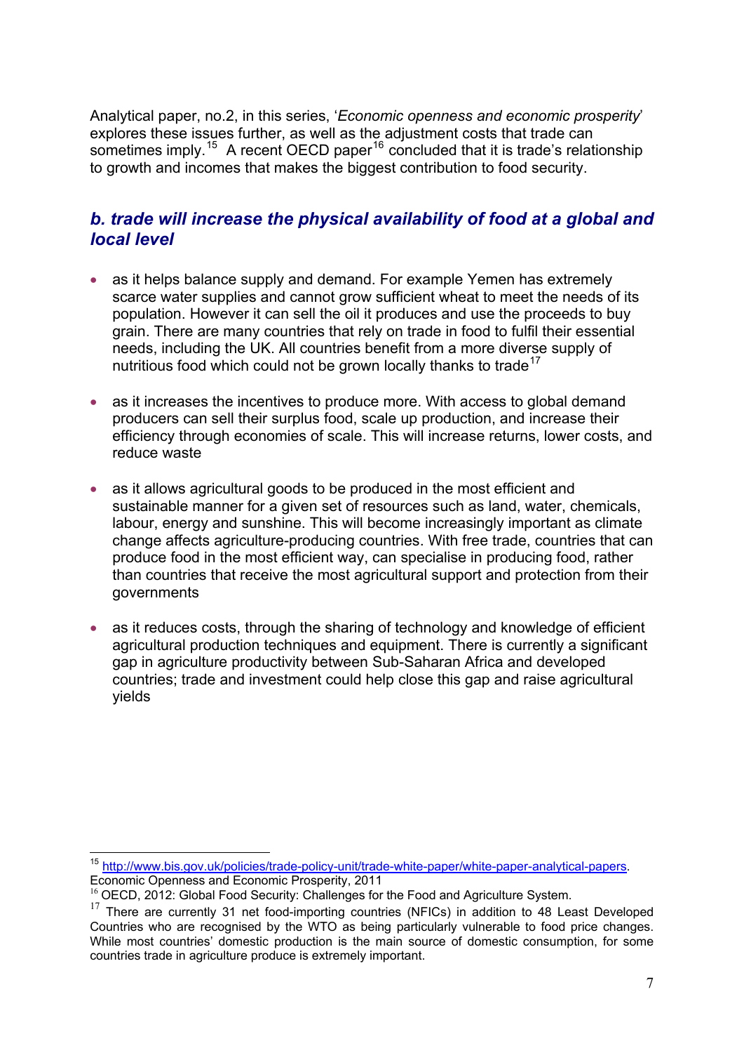Analytical paper, no.2, in this series, '*Economic openness and economic prosperity*' explores these issues further, as well as the adjustment costs that trade can sometimes imply.[15] A recent OECD paper[16] concluded that it is trade's relationship to growth and incomes that makes the biggest contribution to food security.

## *b. trade will increase the physical availability of food at a global and local level*

- as it helps balance supply and demand. For example Yemen has extremely scarce water supplies and cannot grow sufficient wheat to meet the needs of its population. However it can sell the oil it produces and use the proceeds to buy grain. There are many countries that rely on trade in food to fulfil their essential needs, including the UK. All countries benefit from a more diverse supply of nutritious food which could not be grown locally thanks to trade[17]

- as it increases the incentives to produce more. With access to global demand producers can sell their surplus food, scale up production, and increase their efficiency through economies of scale. This will increase returns, lower costs, and reduce waste

- as it allows agricultural goods to be produced in the most efficient and sustainable manner for a given set of resources such as land, water, chemicals, labour, energy and sunshine. This will become increasingly important as climate change affects agriculture-producing countries. With free trade, countries that can produce food in the most efficient way, can specialise in producing food, rather than countries that receive the most agricultural support and protection from their governments

- as it reduces costs, through the sharing of technology and knowledge of efficient agricultural production techniques and equipment. There is currently a significant gap in agriculture productivity between Sub-Saharan Africa and developed countries; trade and investment could help close this gap and raise agricultural yields

---

[15] http://www.bis.gov.uk/policies/trade-policy-unit/trade-white-paper/white-paper-analytical-papers. Economic Openness and Economic Prosperity, 2011

[16] OECD, 2012: Global Food Security: Challenges for the Food and Agriculture System.

[17] There are currently 31 net food-importing countries (NFICs) in addition to 48 Least Developed Countries who are recognised by the WTO as being particularly vulnerable to food price changes. While most countries' domestic production is the main source of domestic consumption, for some countries trade in agriculture produce is extremely important.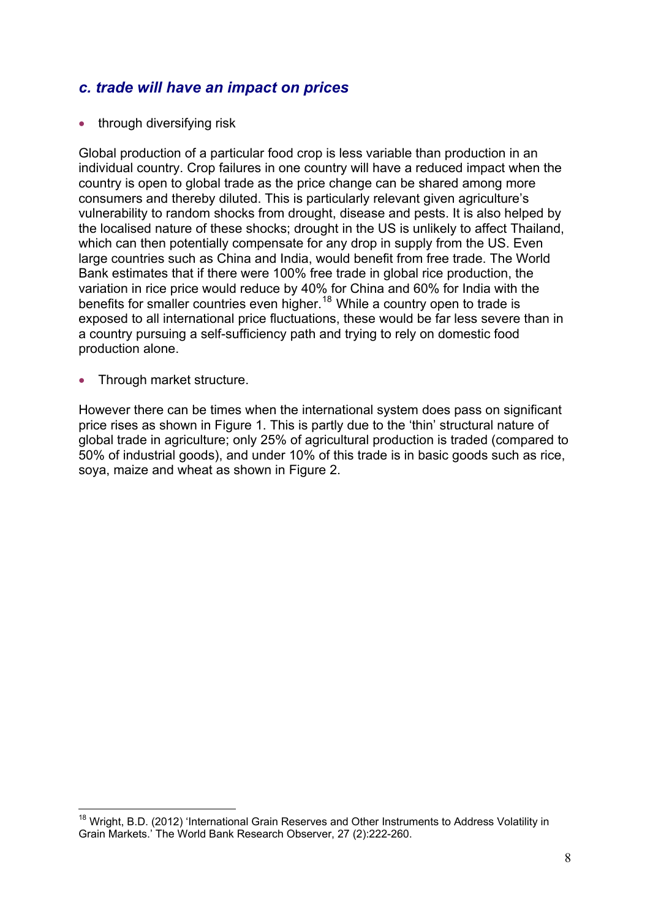### *c. trade will have an impact on prices*

- through diversifying risk

Global production of a particular food crop is less variable than production in an individual country. Crop failures in one country will have a reduced impact when the country is open to global trade as the price change can be shared among more consumers and thereby diluted. This is particularly relevant given agriculture's vulnerability to random shocks from drought, disease and pests. It is also helped by the localised nature of these shocks; drought in the US is unlikely to affect Thailand, which can then potentially compensate for any drop in supply from the US. Even large countries such as China and India, would benefit from free trade. The World Bank estimates that if there were 100% free trade in global rice production, the variation in rice price would reduce by 40% for China and 60% for India with the benefits for smaller countries even higher.[18] While a country open to trade is exposed to all international price fluctuations, these would be far less severe than in a country pursuing a self-sufficiency path and trying to rely on domestic food production alone.

- Through market structure.

However there can be times when the international system does pass on significant price rises as shown in Figure 1. This is partly due to the 'thin' structural nature of global trade in agriculture; only 25% of agricultural production is traded (compared to 50% of industrial goods), and under 10% of this trade is in basic goods such as rice, soya, maize and wheat as shown in Figure 2.

[18] Wright, B.D. (2012) 'International Grain Reserves and Other Instruments to Address Volatility in Grain Markets.' The World Bank Research Observer, 27 (2):222-260.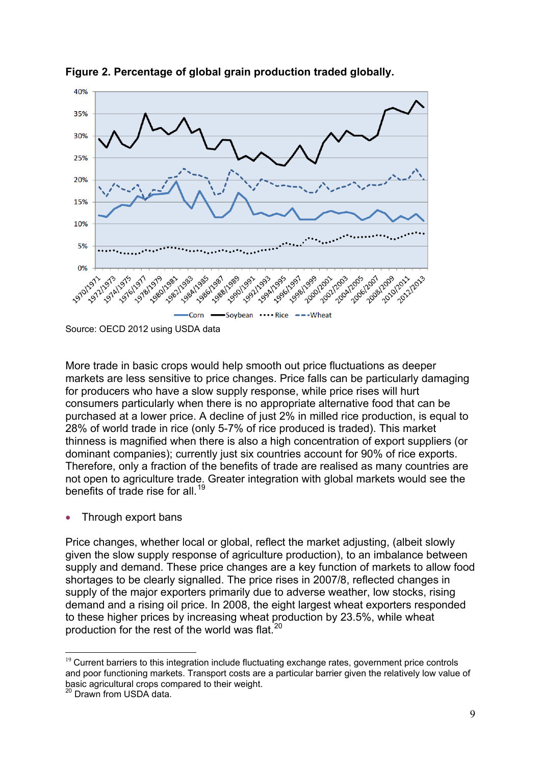**Figure 2. Percentage of global grain production traded globally.**

Source: OECD 2012 using USDA data

More trade in basic crops would help smooth out price fluctuations as deeper markets are less sensitive to price changes. Price falls can be particularly damaging for producers who have a slow supply response, while price rises will hurt consumers particularly when there is no appropriate alternative food that can be purchased at a lower price. A decline of just 2% in milled rice production, is equal to 28% of world trade in rice (only 5-7% of rice produced is traded). This market thinness is magnified when there is also a high concentration of export suppliers (or dominant companies); currently just six countries account for 90% of rice exports. Therefore, only a fraction of the benefits of trade are realised as many countries are not open to agriculture trade. Greater integration with global markets would see the benefits of trade rise for all.[19]

- Through export bans

Price changes, whether local or global, reflect the market adjusting, (albeit slowly given the slow supply response of agriculture production), to an imbalance between supply and demand. These price changes are a key function of markets to allow food shortages to be clearly signalled. The price rises in 2007/8, reflected changes in supply of the major exporters primarily due to adverse weather, low stocks, rising demand and a rising oil price. In 2008, the eight largest wheat exporters responded to these higher prices by increasing wheat production by 23.5%, while wheat production for the rest of the world was flat.[20]

---

[19] Current barriers to this integration include fluctuating exchange rates, government price controls and poor functioning markets. Transport costs are a particular barrier given the relatively low value of basic agricultural crops compared to their weight.

[20] Drawn from USDA data.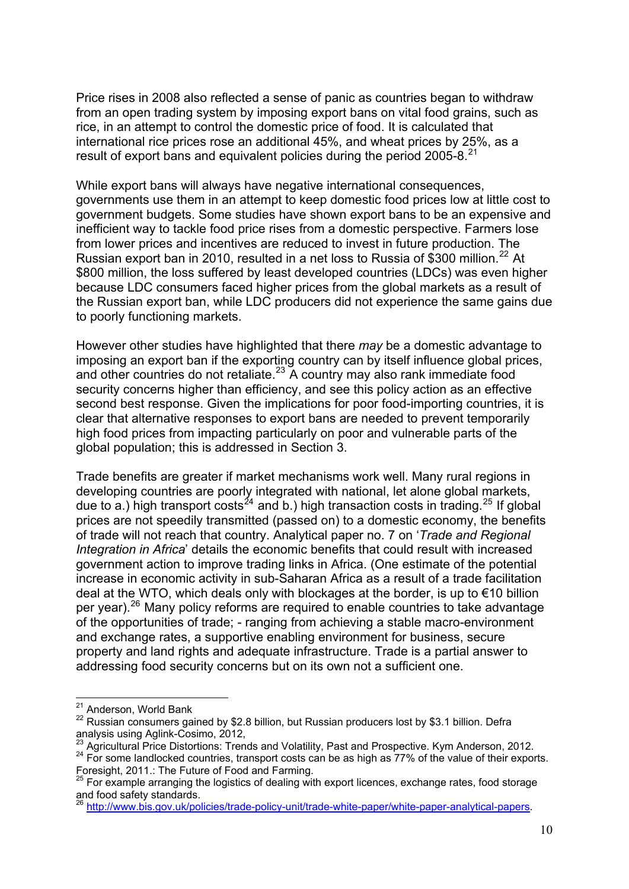Price rises in 2008 also reflected a sense of panic as countries began to withdraw from an open trading system by imposing export bans on vital food grains, such as rice, in an attempt to control the domestic price of food. It is calculated that international rice prices rose an additional 45%, and wheat prices by 25%, as a result of export bans and equivalent policies during the period 2005-8.[21]

While export bans will always have negative international consequences, governments use them in an attempt to keep domestic food prices low at little cost to government budgets. Some studies have shown export bans to be an expensive and inefficient way to tackle food price rises from a domestic perspective. Farmers lose from lower prices and incentives are reduced to invest in future production. The Russian export ban in 2010, resulted in a net loss to Russia of $300 million.[22] At $800 million, the loss suffered by least developed countries (LDCs) was even higher because LDC consumers faced higher prices from the global markets as a result of the Russian export ban, while LDC producers did not experience the same gains due to poorly functioning markets.

However other studies have highlighted that there *may* be a domestic advantage to imposing an export ban if the exporting country can by itself influence global prices, and other countries do not retaliate.[23] A country may also rank immediate food security concerns higher than efficiency, and see this policy action as an effective second best response. Given the implications for poor food-importing countries, it is clear that alternative responses to export bans are needed to prevent temporarily high food prices from impacting particularly on poor and vulnerable parts of the global population; this is addressed in Section 3.

Trade benefits are greater if market mechanisms work well. Many rural regions in developing countries are poorly integrated with national, let alone global markets, due to a.) high transport costs[24] and b.) high transaction costs in trading.[25] If global prices are not speedily transmitted (passed on) to a domestic economy, the benefits of trade will not reach that country. Analytical paper no. 7 on '*Trade and Regional Integration in Africa*' details the economic benefits that could result with increased government action to improve trading links in Africa. (One estimate of the potential increase in economic activity in sub-Saharan Africa as a result of a trade facilitation deal at the WTO, which deals only with blockages at the border, is up to €10 billion per year).[26] Many policy reforms are required to enable countries to take advantage of the opportunities of trade; - ranging from achieving a stable macro-environment and exchange rates, a supportive enabling environment for business, secure property and land rights and adequate infrastructure. Trade is a partial answer to addressing food security concerns but on its own not a sufficient one.

---

[21] Anderson, World Bank

[22] Russian consumers gained by $2.8 billion, but Russian producers lost by $3.1 billion. Defra analysis using Aglink-Cosimo, 2012,

[23] Agricultural Price Distortions: Trends and Volatility, Past and Prospective. Kym Anderson, 2012.

[24] For some landlocked countries, transport costs can be as high as 77% of the value of their exports. Foresight, 2011.: The Future of Food and Farming.

[25] For example arranging the logistics of dealing with export licences, exchange rates, food storage and food safety standards.

[26] http://www.bis.gov.uk/policies/trade-policy-unit/trade-white-paper/white-paper-analytical-papers.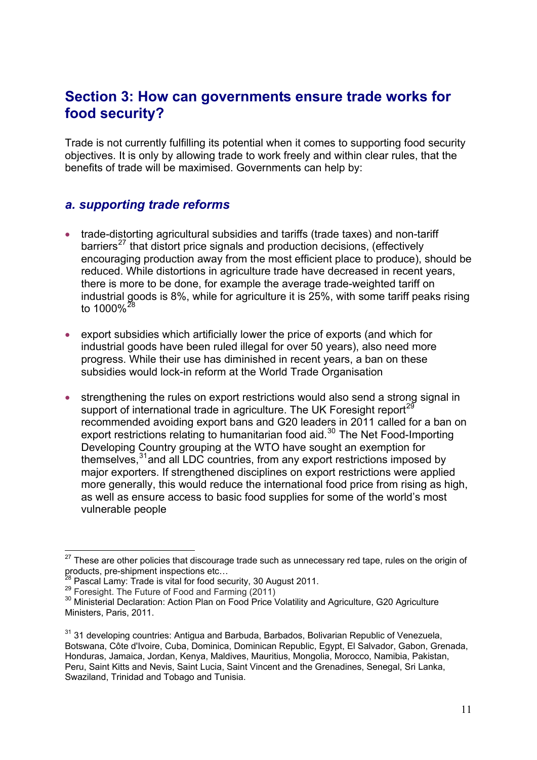## Section 3: How can governments ensure trade works for food security?

Trade is not currently fulfilling its potential when it comes to supporting food security objectives. It is only by allowing trade to work freely and within clear rules, that the benefits of trade will be maximised. Governments can help by:

### *a. supporting trade reforms*

- trade-distorting agricultural subsidies and tariffs (trade taxes) and non-tariff barriers[27] that distort price signals and production decisions, (effectively encouraging production away from the most efficient place to produce), should be reduced. While distortions in agriculture trade have decreased in recent years, there is more to be done, for example the average trade-weighted tariff on industrial goods is 8%, while for agriculture it is 25%, with some tariff peaks rising to 1000%[28]

- export subsidies which artificially lower the price of exports (and which for industrial goods have been ruled illegal for over 50 years), also need more progress. While their use has diminished in recent years, a ban on these subsidies would lock-in reform at the World Trade Organisation

- strengthening the rules on export restrictions would also send a strong signal in support of international trade in agriculture. The UK Foresight report[29] recommended avoiding export bans and G20 leaders in 2011 called for a ban on export restrictions relating to humanitarian food aid.[30] The Net Food-Importing Developing Country grouping at the WTO have sought an exemption for themselves,[31] and all LDC countries, from any export restrictions imposed by major exporters. If strengthened disciplines on export restrictions were applied more generally, this would reduce the international food price from rising as high, as well as ensure access to basic food supplies for some of the world's most vulnerable people

---

[27] These are other policies that discourage trade such as unnecessary red tape, rules on the origin of products, pre-shipment inspections etc…

[28] Pascal Lamy: Trade is vital for food security, 30 August 2011.

[29] Foresight. The Future of Food and Farming (2011)

[30] Ministerial Declaration: Action Plan on Food Price Volatility and Agriculture, G20 Agriculture Ministers, Paris, 2011.

[31] 31 developing countries: Antigua and Barbuda, Barbados, Bolivarian Republic of Venezuela, Botswana, Côte d'Ivoire, Cuba, Dominica, Dominican Republic, Egypt, El Salvador, Gabon, Grenada, Honduras, Jamaica, Jordan, Kenya, Maldives, Mauritius, Mongolia, Morocco, Namibia, Pakistan, Peru, Saint Kitts and Nevis, Saint Lucia, Saint Vincent and the Grenadines, Senegal, Sri Lanka, Swaziland, Trinidad and Tobago and Tunisia.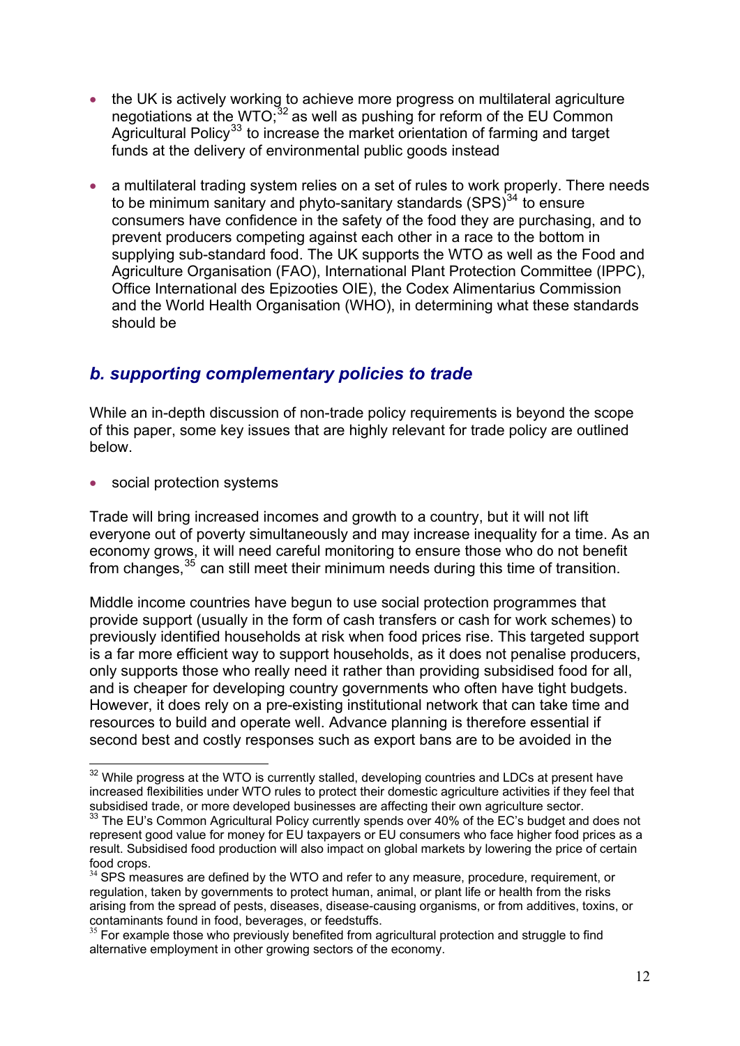- the UK is actively working to achieve more progress on multilateral agriculture negotiations at the WTO;[32] as well as pushing for reform of the EU Common Agricultural Policy[33] to increase the market orientation of farming and target funds at the delivery of environmental public goods instead

- a multilateral trading system relies on a set of rules to work properly. There needs to be minimum sanitary and phyto-sanitary standards (SPS)[34] to ensure consumers have confidence in the safety of the food they are purchasing, and to prevent producers competing against each other in a race to the bottom in supplying sub-standard food. The UK supports the WTO as well as the Food and Agriculture Organisation (FAO), International Plant Protection Committee (IPPC), Office International des Epizooties OIE), the Codex Alimentarius Commission and the World Health Organisation (WHO), in determining what these standards should be

### *b. supporting complementary policies to trade*

While an in-depth discussion of non-trade policy requirements is beyond the scope of this paper, some key issues that are highly relevant for trade policy are outlined below.

- social protection systems

Trade will bring increased incomes and growth to a country, but it will not lift everyone out of poverty simultaneously and may increase inequality for a time. As an economy grows, it will need careful monitoring to ensure those who do not benefit from changes,[35] can still meet their minimum needs during this time of transition.

Middle income countries have begun to use social protection programmes that provide support (usually in the form of cash transfers or cash for work schemes) to previously identified households at risk when food prices rise. This targeted support is a far more efficient way to support households, as it does not penalise producers, only supports those who really need it rather than providing subsidised food for all, and is cheaper for developing country governments who often have tight budgets. However, it does rely on a pre-existing institutional network that can take time and resources to build and operate well. Advance planning is therefore essential if second best and costly responses such as export bans are to be avoided in the

---

[32] While progress at the WTO is currently stalled, developing countries and LDCs at present have increased flexibilities under WTO rules to protect their domestic agriculture activities if they feel that subsidised trade, or more developed businesses are affecting their own agriculture sector.

[33] The EU's Common Agricultural Policy currently spends over 40% of the EC's budget and does not represent good value for money for EU taxpayers or EU consumers who face higher food prices as a result. Subsidised food production will also impact on global markets by lowering the price of certain food crops.

[34] SPS measures are defined by the WTO and refer to any measure, procedure, requirement, or regulation, taken by governments to protect human, animal, or plant life or health from the risks arising from the spread of pests, diseases, disease-causing organisms, or from additives, toxins, or contaminants found in food, beverages, or feedstuffs.

[35] For example those who previously benefited from agricultural protection and struggle to find alternative employment in other growing sectors of the economy.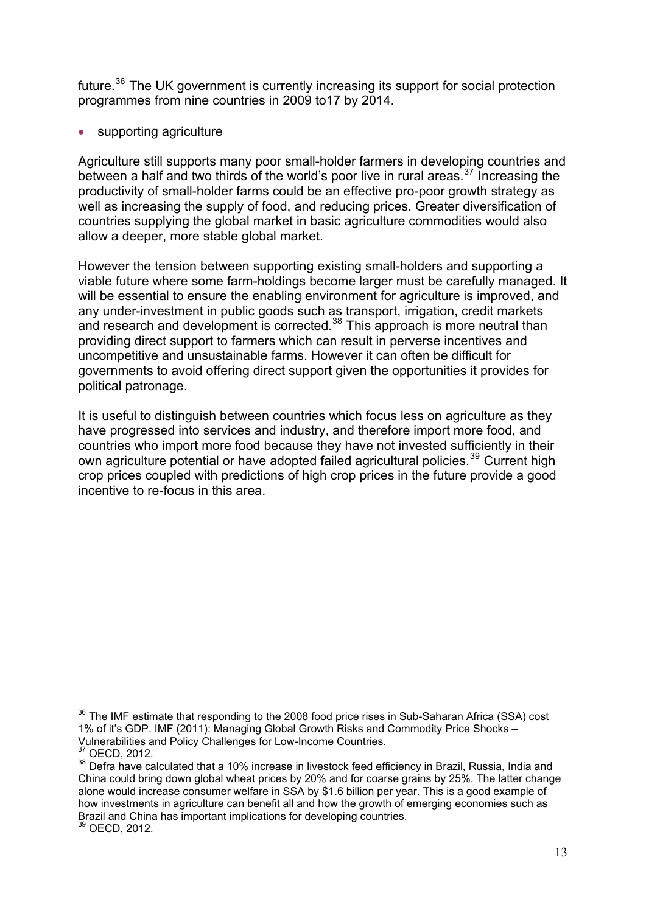future.[36] The UK government is currently increasing its support for social protection programmes from nine countries in 2009 to17 by 2014.

- supporting agriculture

Agriculture still supports many poor small-holder farmers in developing countries and between a half and two thirds of the world's poor live in rural areas.[37] Increasing the productivity of small-holder farms could be an effective pro-poor growth strategy as well as increasing the supply of food, and reducing prices. Greater diversification of countries supplying the global market in basic agriculture commodities would also allow a deeper, more stable global market.

However the tension between supporting existing small-holders and supporting a viable future where some farm-holdings become larger must be carefully managed. It will be essential to ensure the enabling environment for agriculture is improved, and any under-investment in public goods such as transport, irrigation, credit markets and research and development is corrected.[38] This approach is more neutral than providing direct support to farmers which can result in perverse incentives and uncompetitive and unsustainable farms. However it can often be difficult for governments to avoid offering direct support given the opportunities it provides for political patronage.

It is useful to distinguish between countries which focus less on agriculture as they have progressed into services and industry, and therefore import more food, and countries who import more food because they have not invested sufficiently in their own agriculture potential or have adopted failed agricultural policies.[39] Current high crop prices coupled with predictions of high crop prices in the future provide a good incentive to re-focus in this area.

---

[36] The IMF estimate that responding to the 2008 food price rises in Sub-Saharan Africa (SSA) cost 1% of it's GDP. IMF (2011): Managing Global Growth Risks and Commodity Price Shocks – Vulnerabilities and Policy Challenges for Low-Income Countries.

[37] OECD, 2012.

[38] Defra have calculated that a 10% increase in livestock feed efficiency in Brazil, Russia, India and China could bring down global wheat prices by 20% and for coarse grains by 25%. The latter change alone would increase consumer welfare in SSA by $1.6 billion per year. This is a good example of how investments in agriculture can benefit all and how the growth of emerging economies such as Brazil and China has important implications for developing countries.

[39] OECD, 2012.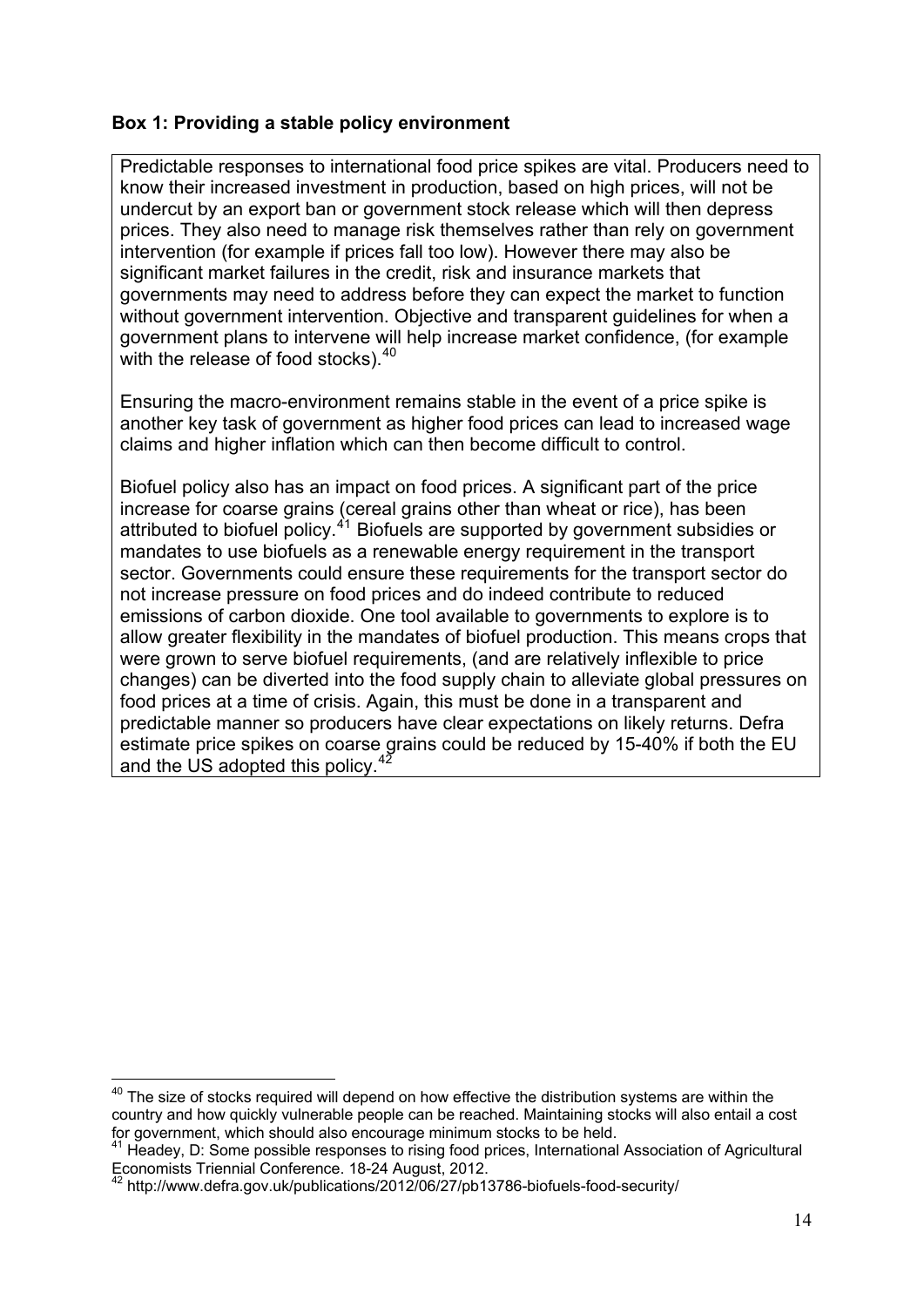**Box 1: Providing a stable policy environment**

Predictable responses to international food price spikes are vital. Producers need to know their increased investment in production, based on high prices, will not be undercut by an export ban or government stock release which will then depress prices. They also need to manage risk themselves rather than rely on government intervention (for example if prices fall too low). However there may also be significant market failures in the credit, risk and insurance markets that governments may need to address before they can expect the market to function without government intervention. Objective and transparent guidelines for when a government plans to intervene will help increase market confidence, (for example with the release of food stocks).[40]

Ensuring the macro-environment remains stable in the event of a price spike is another key task of government as higher food prices can lead to increased wage claims and higher inflation which can then become difficult to control.

Biofuel policy also has an impact on food prices. A significant part of the price increase for coarse grains (cereal grains other than wheat or rice), has been attributed to biofuel policy.[41] Biofuels are supported by government subsidies or mandates to use biofuels as a renewable energy requirement in the transport sector. Governments could ensure these requirements for the transport sector do not increase pressure on food prices and do indeed contribute to reduced emissions of carbon dioxide. One tool available to governments to explore is to allow greater flexibility in the mandates of biofuel production. This means crops that were grown to serve biofuel requirements, (and are relatively inflexible to price changes) can be diverted into the food supply chain to alleviate global pressures on food prices at a time of crisis. Again, this must be done in a transparent and predictable manner so producers have clear expectations on likely returns. Defra estimate price spikes on coarse grains could be reduced by 15-40% if both the EU and the US adopted this policy.[42]

---

[40] The size of stocks required will depend on how effective the distribution systems are within the country and how quickly vulnerable people can be reached. Maintaining stocks will also entail a cost for government, which should also encourage minimum stocks to be held.

[41] Headey, D: Some possible responses to rising food prices, International Association of Agricultural Economists Triennial Conference. 18-24 August, 2012.

[42] http://www.defra.gov.uk/publications/2012/06/27/pb13786-biofuels-food-security/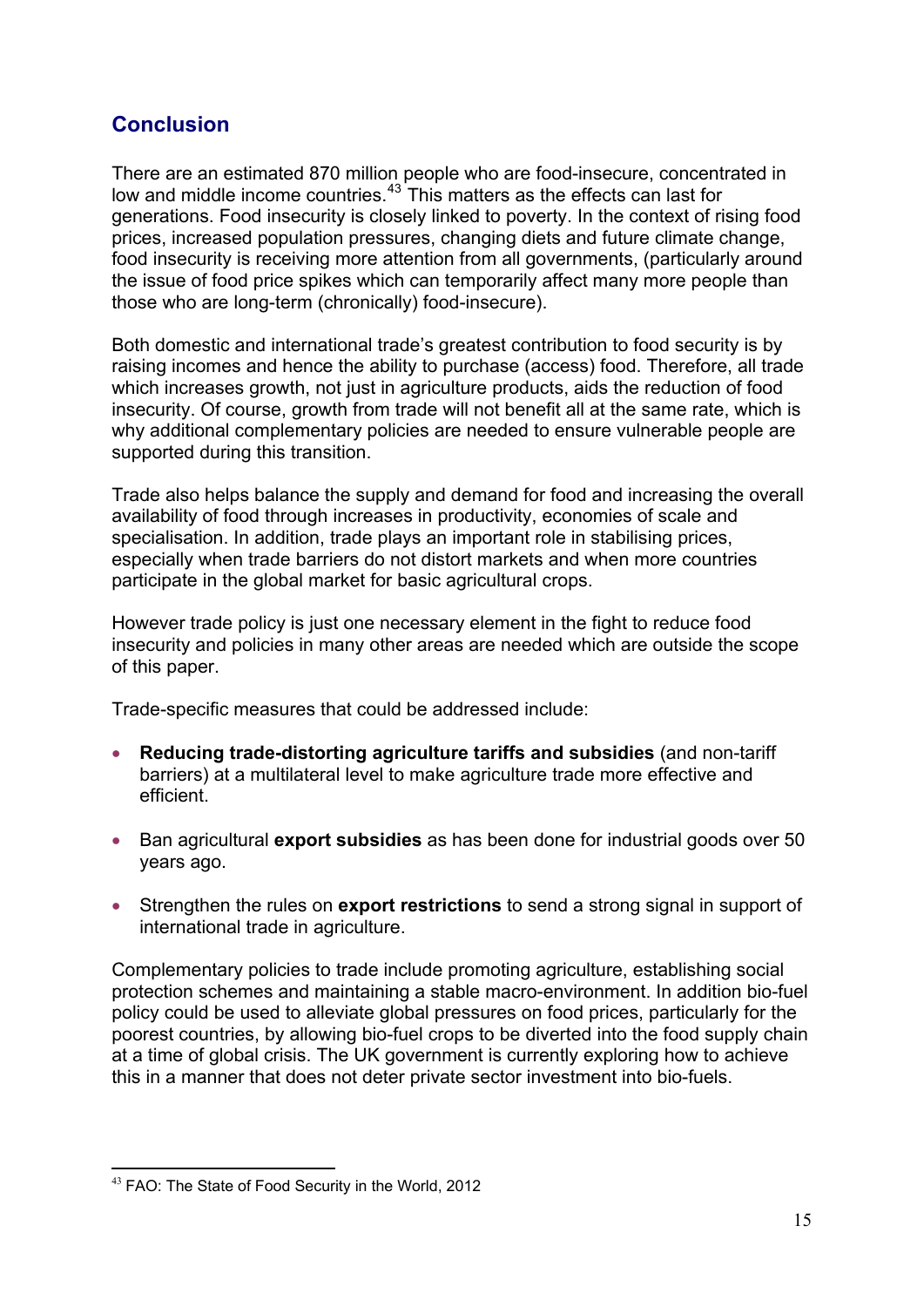## Conclusion

There are an estimated 870 million people who are food-insecure, concentrated in low and middle income countries.[43] This matters as the effects can last for generations. Food insecurity is closely linked to poverty. In the context of rising food prices, increased population pressures, changing diets and future climate change, food insecurity is receiving more attention from all governments, (particularly around the issue of food price spikes which can temporarily affect many more people than those who are long-term (chronically) food-insecure).

Both domestic and international trade's greatest contribution to food security is by raising incomes and hence the ability to purchase (access) food. Therefore, all trade which increases growth, not just in agriculture products, aids the reduction of food insecurity. Of course, growth from trade will not benefit all at the same rate, which is why additional complementary policies are needed to ensure vulnerable people are supported during this transition.

Trade also helps balance the supply and demand for food and increasing the overall availability of food through increases in productivity, economies of scale and specialisation. In addition, trade plays an important role in stabilising prices, especially when trade barriers do not distort markets and when more countries participate in the global market for basic agricultural crops.

However trade policy is just one necessary element in the fight to reduce food insecurity and policies in many other areas are needed which are outside the scope of this paper.

Trade-specific measures that could be addressed include:

- **Reducing trade-distorting agriculture tariffs and subsidies** (and non-tariff barriers) at a multilateral level to make agriculture trade more effective and efficient.
- Ban agricultural **export subsidies** as has been done for industrial goods over 50 years ago.
- Strengthen the rules on **export restrictions** to send a strong signal in support of international trade in agriculture.

Complementary policies to trade include promoting agriculture, establishing social protection schemes and maintaining a stable macro-environment. In addition bio-fuel policy could be used to alleviate global pressures on food prices, particularly for the poorest countries, by allowing bio-fuel crops to be diverted into the food supply chain at a time of global crisis. The UK government is currently exploring how to achieve this in a manner that does not deter private sector investment into bio-fuels.

---

[43] FAO: The State of Food Security in the World, 2012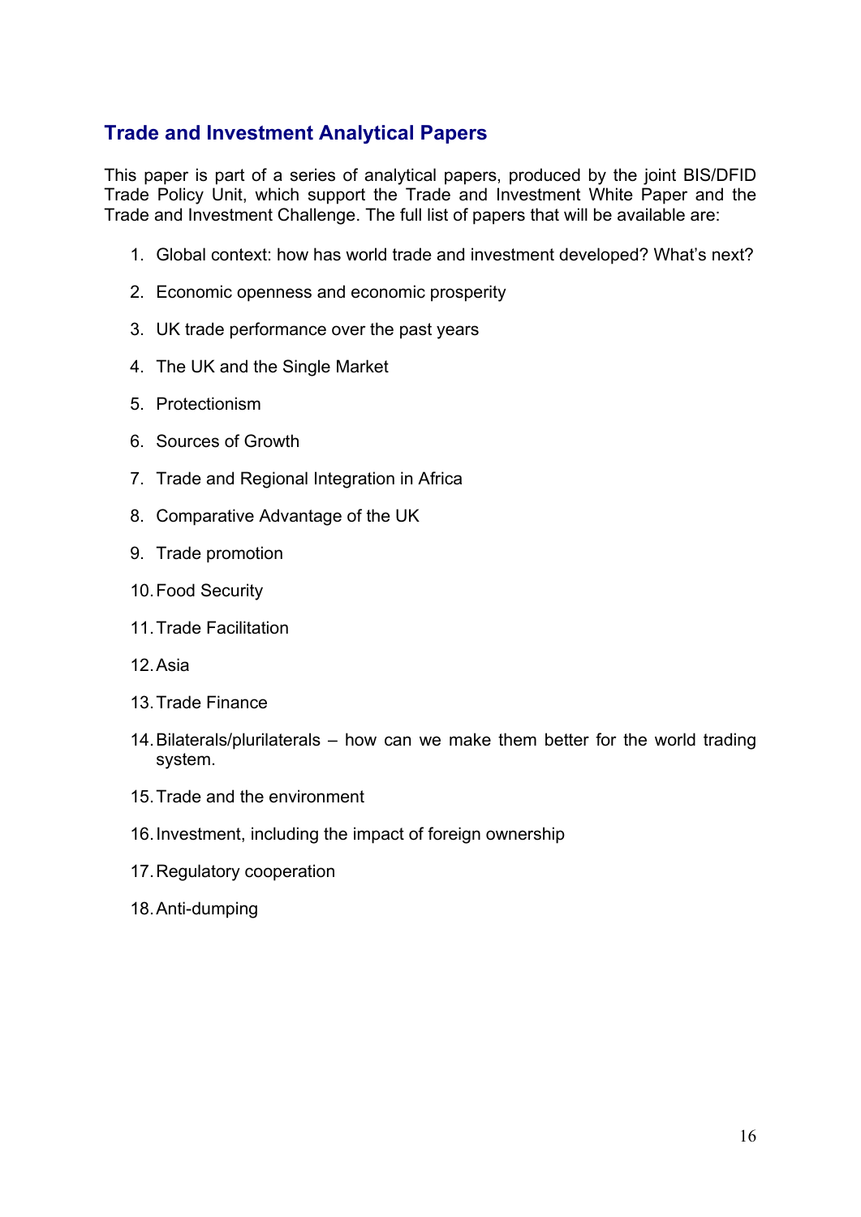## Trade and Investment Analytical Papers

This paper is part of a series of analytical papers, produced by the joint BIS/DFID Trade Policy Unit, which support the Trade and Investment White Paper and the Trade and Investment Challenge. The full list of papers that will be available are:

1. Global context: how has world trade and investment developed? What's next?
2. Economic openness and economic prosperity
3. UK trade performance over the past years
4. The UK and the Single Market
5. Protectionism
6. Sources of Growth
7. Trade and Regional Integration in Africa
8. Comparative Advantage of the UK
9. Trade promotion
10. Food Security
11. Trade Facilitation
12. Asia
13. Trade Finance
14. Bilaterals/plurilaterals – how can we make them better for the world trading system.
15. Trade and the environment
16. Investment, including the impact of foreign ownership
17. Regulatory cooperation
18. Anti-dumping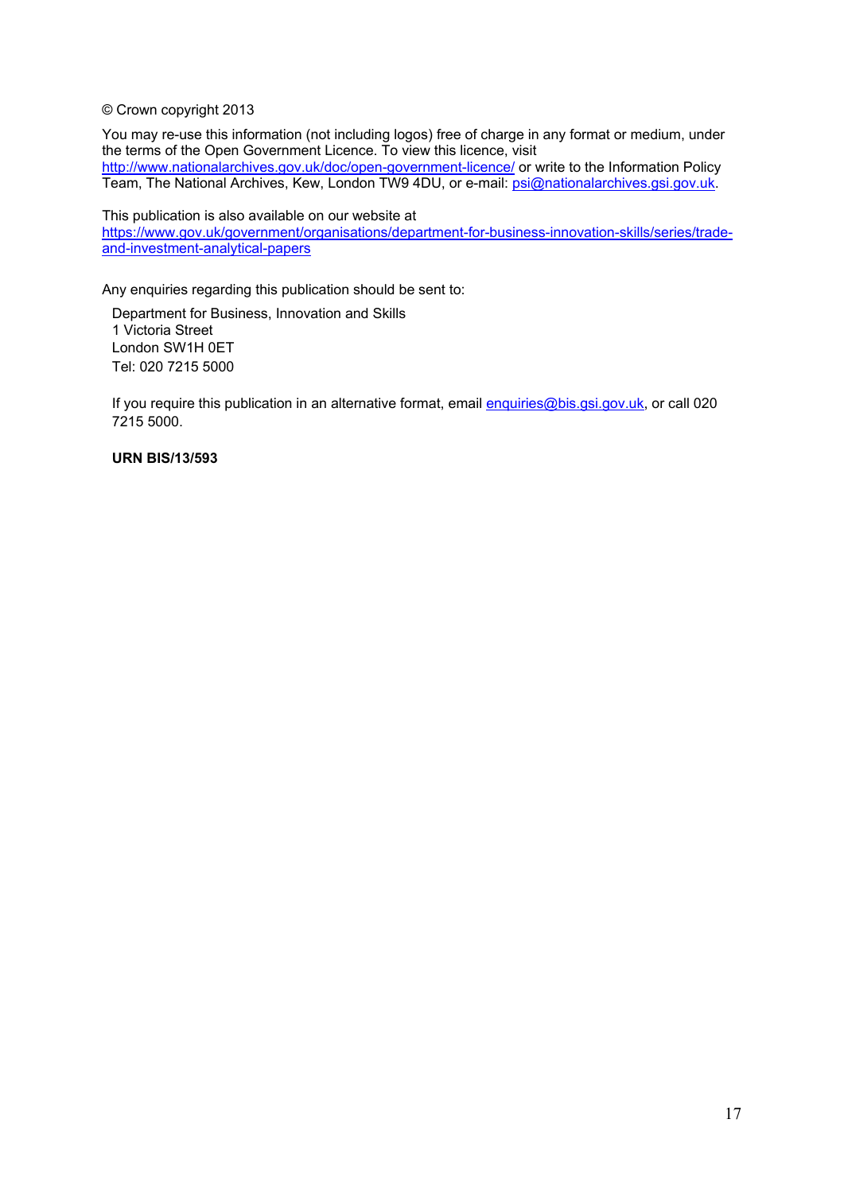© Crown copyright 2013

You may re-use this information (not including logos) free of charge in any format or medium, under the terms of the Open Government Licence. To view this licence, visit http://www.nationalarchives.gov.uk/doc/open-government-licence/ or write to the Information Policy Team, The National Archives, Kew, London TW9 4DU, or e-mail: psi@nationalarchives.gsi.gov.uk.

This publication is also available on our website at https://www.gov.uk/government/organisations/department-for-business-innovation-skills/series/trade-and-investment-analytical-papers

Any enquiries regarding this publication should be sent to:

Department for Business, Innovation and Skills
1 Victoria Street
London SW1H 0ET
Tel: 020 7215 5000

If you require this publication in an alternative format, email enquiries@bis.gsi.gov.uk, or call 020 7215 5000.

**URN BIS/13/593**